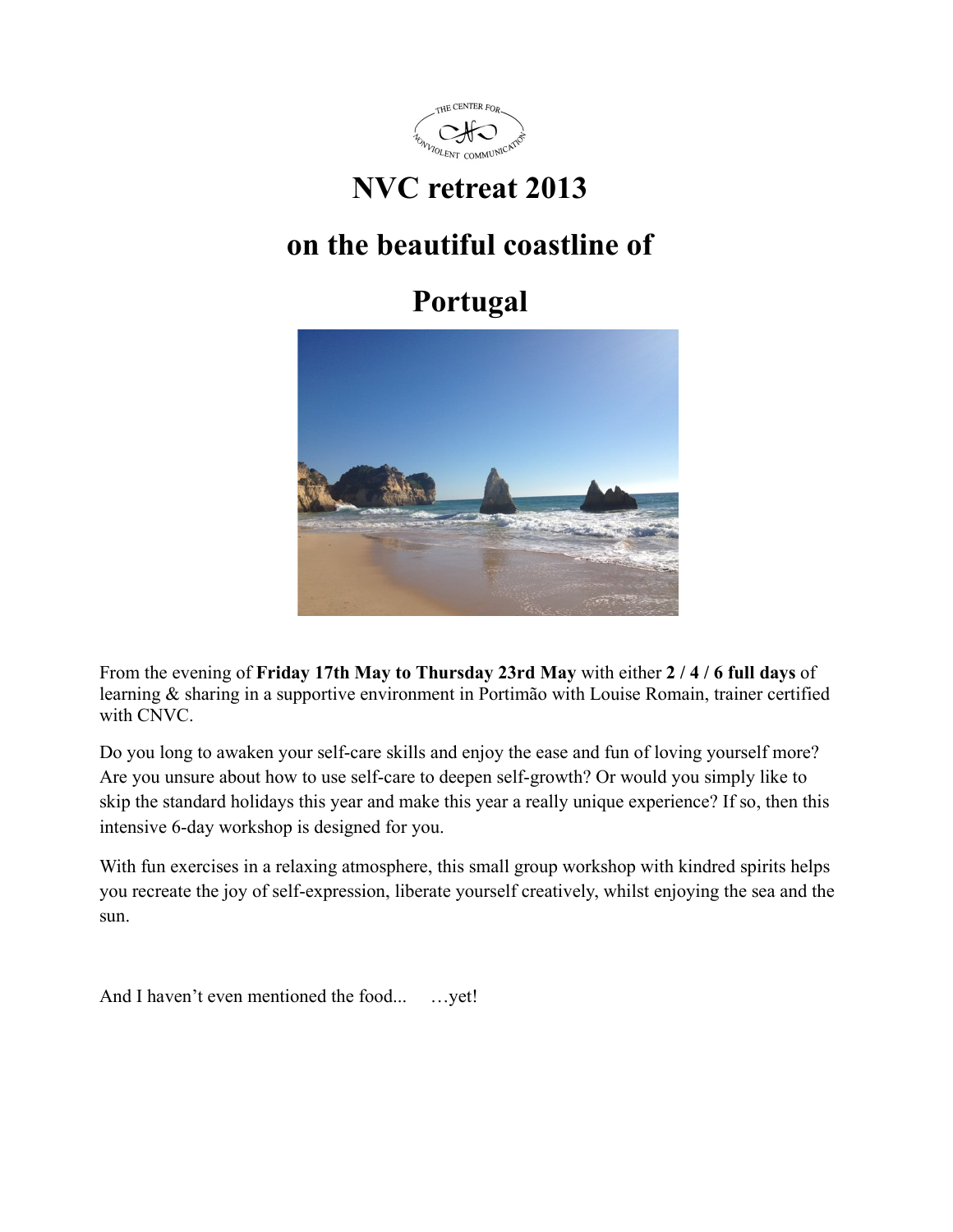# NVC retreat 2013

# on the beautiful coastline of

# Portugal

From the evening of **Friday 17th May to Thursday 23rd May** with either **2 / 4 / 6 full days** of learning & sharing in a supportive environment in Portimão with Louise Romain, trainer certified with CNVC.

Do you long to awaken your self-care skills and enjoy the ease and fun of loving yourself more? Are you unsure about how to use self-care to deepen self-growth? Or would you simply like to skip the standard holidays this year and make this year a really unique experience? If so, then this intensive 6-day workshop is designed for you.

With fun exercises in a relaxing atmosphere, this small group workshop with kindred spirits helps you recreate the joy of self-expression, liberate yourself creatively, whilst enjoying the sea and the sun.

And I haven't even mentioned the food... …yet!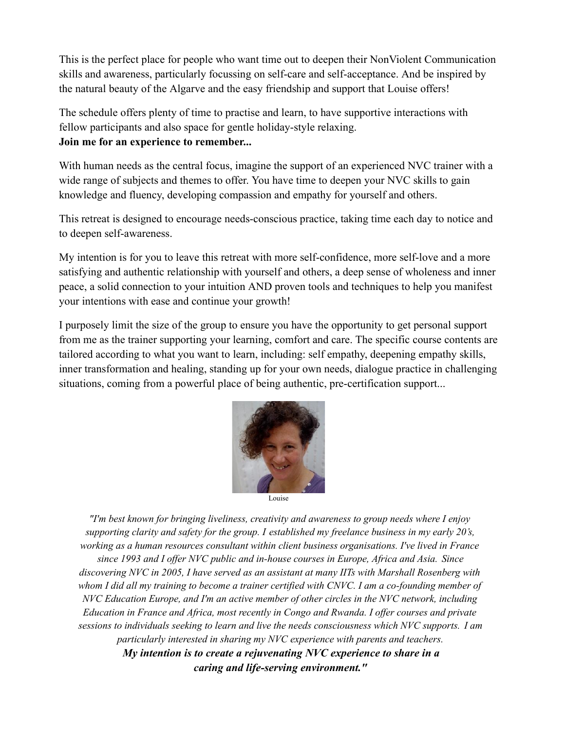This is the perfect place for people who want time out to deepen their NonViolent Communication skills and awareness, particularly focussing on self-care and self-acceptance. And be inspired by the natural beauty of the Algarve and the easy friendship and support that Louise offers!

The schedule offers plenty of time to practise and learn, to have supportive interactions with fellow participants and also space for gentle holiday-style relaxing.
**Join me for an experience to remember...**

With human needs as the central focus, imagine the support of an experienced NVC trainer with a wide range of subjects and themes to offer. You have time to deepen your NVC skills to gain knowledge and fluency, developing compassion and empathy for yourself and others.

This retreat is designed to encourage needs-conscious practice, taking time each day to notice and to deepen self-awareness.

My intention is for you to leave this retreat with more self-confidence, more self-love and a more satisfying and authentic relationship with yourself and others, a deep sense of wholeness and inner peace, a solid connection to your intuition AND proven tools and techniques to help you manifest your intentions with ease and continue your growth!

I purposely limit the size of the group to ensure you have the opportunity to get personal support from me as the trainer supporting your learning, comfort and care. The specific course contents are tailored according to what you want to learn, including: self empathy, deepening empathy skills, inner transformation and healing, standing up for your own needs, dialogue practice in challenging situations, coming from a powerful place of being authentic, pre-certification support...

Louise

*"I'm best known for bringing liveliness, creativity and awareness to group needs where I enjoy supporting clarity and safety for the group. I established my freelance business in my early 20's, working as a human resources consultant within client business organisations. I've lived in France since 1993 and I offer NVC public and in-house courses in Europe, Africa and Asia. Since discovering NVC in 2005, I have served as an assistant at many IITs with Marshall Rosenberg with whom I did all my training to become a trainer certified with CNVC. I am a co-founding member of NVC Education Europe, and I'm an active member of other circles in the NVC network, including Education in France and Africa, most recently in Congo and Rwanda. I offer courses and private sessions to individuals seeking to learn and live the needs consciousness which NVC supports. I am particularly interested in sharing my NVC experience with parents and teachers.*
***My intention is to create a rejuvenating NVC experience to share in a caring and life-serving environment."***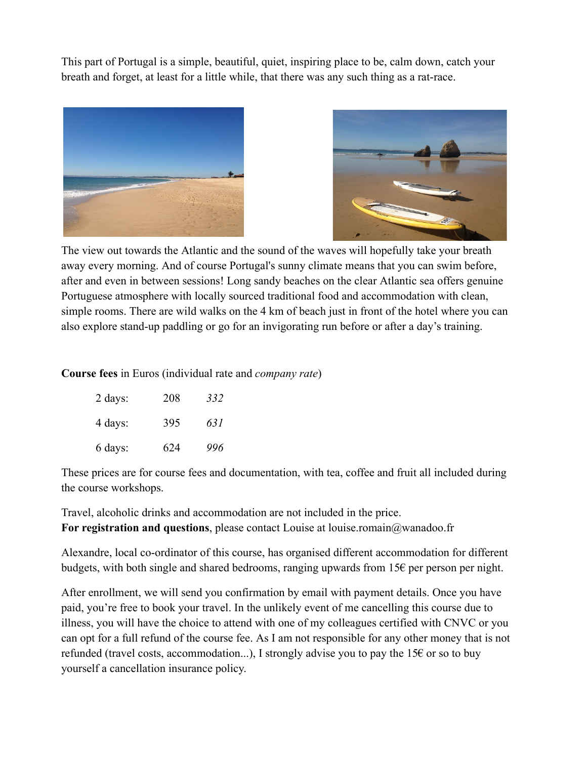This part of Portugal is a simple, beautiful, quiet, inspiring place to be, calm down, catch your breath and forget, at least for a little while, that there was any such thing as a rat-race.

The view out towards the Atlantic and the sound of the waves will hopefully take your breath away every morning. And of course Portugal's sunny climate means that you can swim before, after and even in between sessions! Long sandy beaches on the clear Atlantic sea offers genuine Portuguese atmosphere with locally sourced traditional food and accommodation with clean, simple rooms. There are wild walks on the 4 km of beach just in front of the hotel where you can also explore stand-up paddling or go for an invigorating run before or after a day's training.

**Course fees** in Euros (individual rate and *company rate*)

| | | |
|---|---|---|
| 2 days: | 208 | *332* |
| 4 days: | 395 | *631* |
| 6 days: | 624 | *996* |

These prices are for course fees and documentation, with tea, coffee and fruit all included during the course workshops.

Travel, alcoholic drinks and accommodation are not included in the price.
**For registration and questions**, please contact Louise at louise.romain@wanadoo.fr

Alexandre, local co-ordinator of this course, has organised different accommodation for different budgets, with both single and shared bedrooms, ranging upwards from 15€ per person per night.

After enrollment, we will send you confirmation by email with payment details. Once you have paid, you're free to book your travel. In the unlikely event of me cancelling this course due to illness, you will have the choice to attend with one of my colleagues certified with CNVC or you can opt for a full refund of the course fee. As I am not responsible for any other money that is not refunded (travel costs, accommodation...), I strongly advise you to pay the 15€ or so to buy yourself a cancellation insurance policy.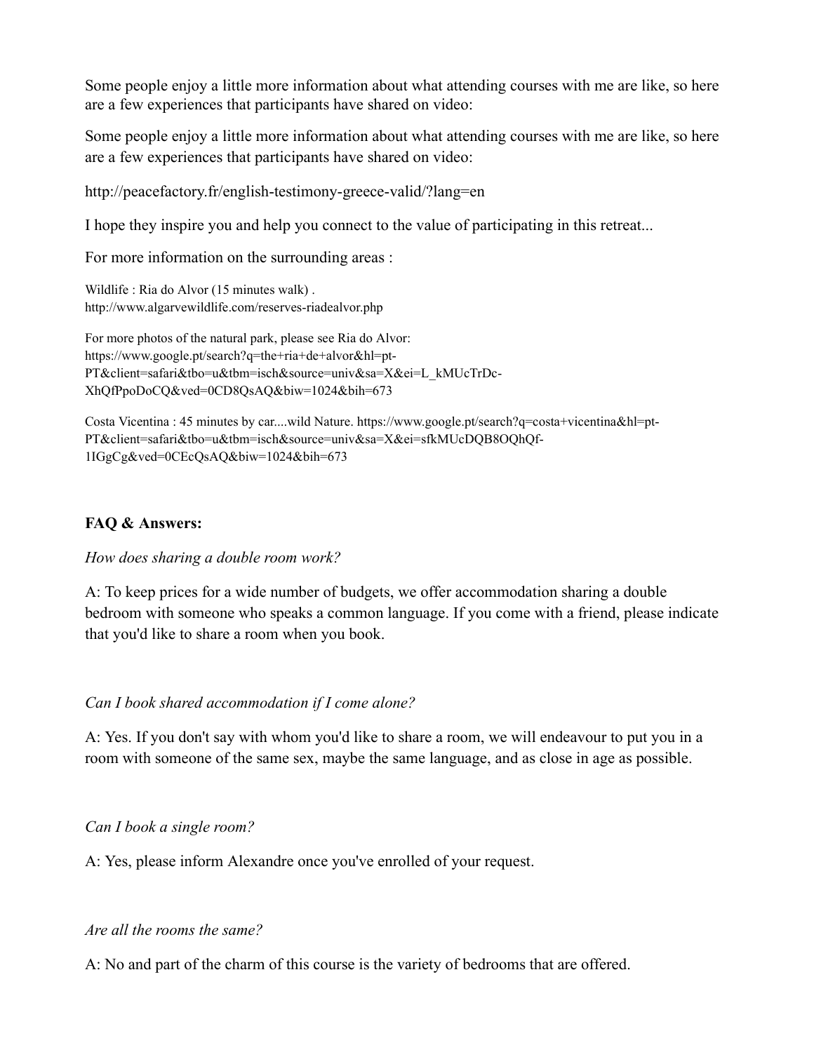Some people enjoy a little more information about what attending courses with me are like, so here are a few experiences that participants have shared on video:

Some people enjoy a little more information about what attending courses with me are like, so here are a few experiences that participants have shared on video:

http://peacefactory.fr/english-testimony-greece-valid/?lang=en

I hope they inspire you and help you connect to the value of participating in this retreat...

For more information on the surrounding areas :

Wildlife : Ria do Alvor (15 minutes walk) .
http://www.algarvewildlife.com/reserves-riadealvor.php

For more photos of the natural park, please see Ria do Alvor:
https://www.google.pt/search?q=the+ria+de+alvor&hl=pt-PT&client=safari&tbo=u&tbm=isch&source=univ&sa=X&ei=L_kMUcTrDc-XhQfPpoDoCQ&ved=0CD8QsAQ&biw=1024&bih=673

Costa Vicentina : 45 minutes by car....wild Nature. https://www.google.pt/search?q=costa+vicentina&hl=pt-PT&client=safari&tbo=u&tbm=isch&source=univ&sa=X&ei=sfkMUcDQB8OQhQf-1IGgCg&ved=0CEcQsAQ&biw=1024&bih=673

**FAQ & Answers:**

*How does sharing a double room work?*

A: To keep prices for a wide number of budgets, we offer accommodation sharing a double bedroom with someone who speaks a common language. If you come with a friend, please indicate that you'd like to share a room when you book.

*Can I book shared accommodation if I come alone?*

A: Yes. If you don't say with whom you'd like to share a room, we will endeavour to put you in a room with someone of the same sex, maybe the same language, and as close in age as possible.

*Can I book a single room?*

A: Yes, please inform Alexandre once you've enrolled of your request.

*Are all the rooms the same?*

A: No and part of the charm of this course is the variety of bedrooms that are offered.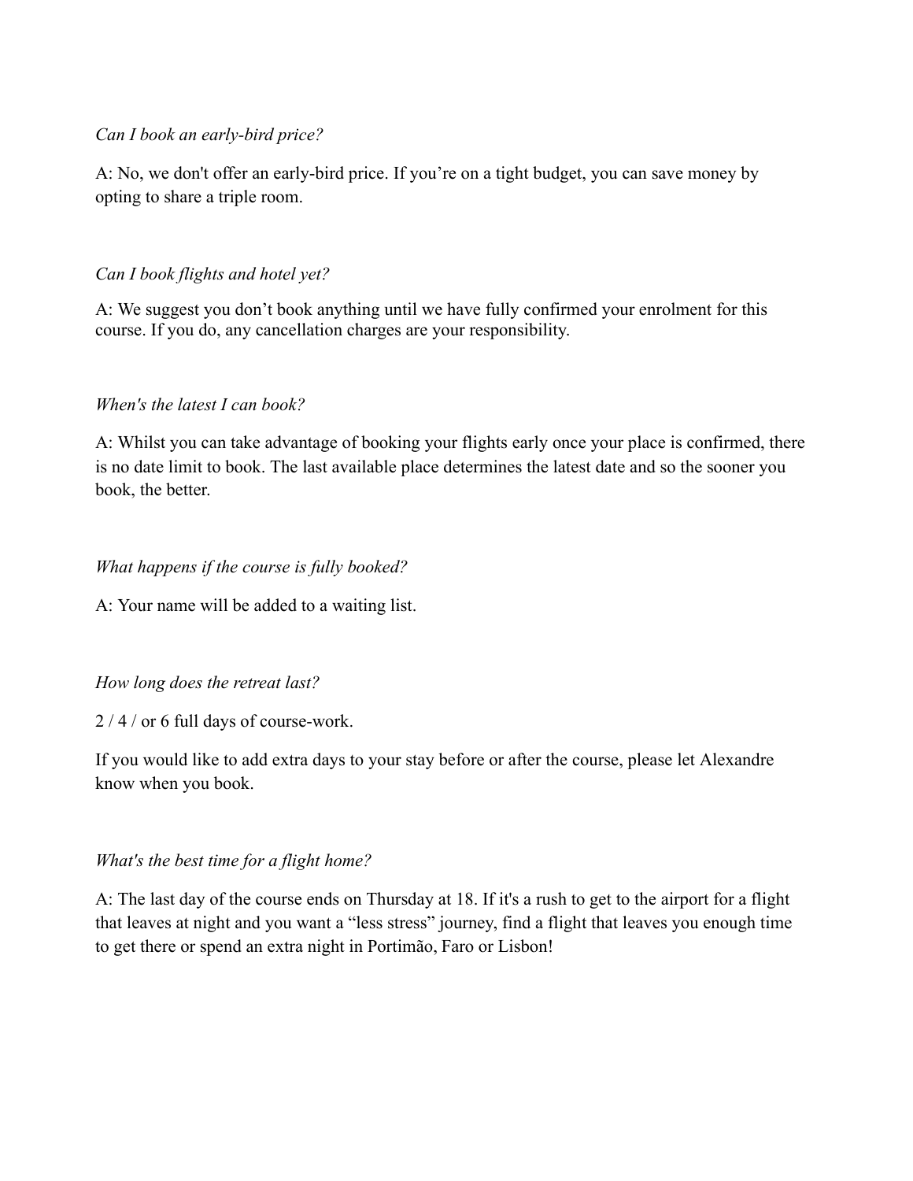*Can I book an early-bird price?*

A: No, we don't offer an early-bird price. If you're on a tight budget, you can save money by opting to share a triple room.

*Can I book flights and hotel yet?*

A: We suggest you don't book anything until we have fully confirmed your enrolment for this course. If you do, any cancellation charges are your responsibility.

*When's the latest I can book?*

A: Whilst you can take advantage of booking your flights early once your place is confirmed, there is no date limit to book. The last available place determines the latest date and so the sooner you book, the better.

*What happens if the course is fully booked?*

A: Your name will be added to a waiting list.

*How long does the retreat last?*

2 / 4 / or 6 full days of course-work.

If you would like to add extra days to your stay before or after the course, please let Alexandre know when you book.

*What's the best time for a flight home?*

A: The last day of the course ends on Thursday at 18. If it's a rush to get to the airport for a flight that leaves at night and you want a "less stress" journey, find a flight that leaves you enough time to get there or spend an extra night in Portimão, Faro or Lisbon!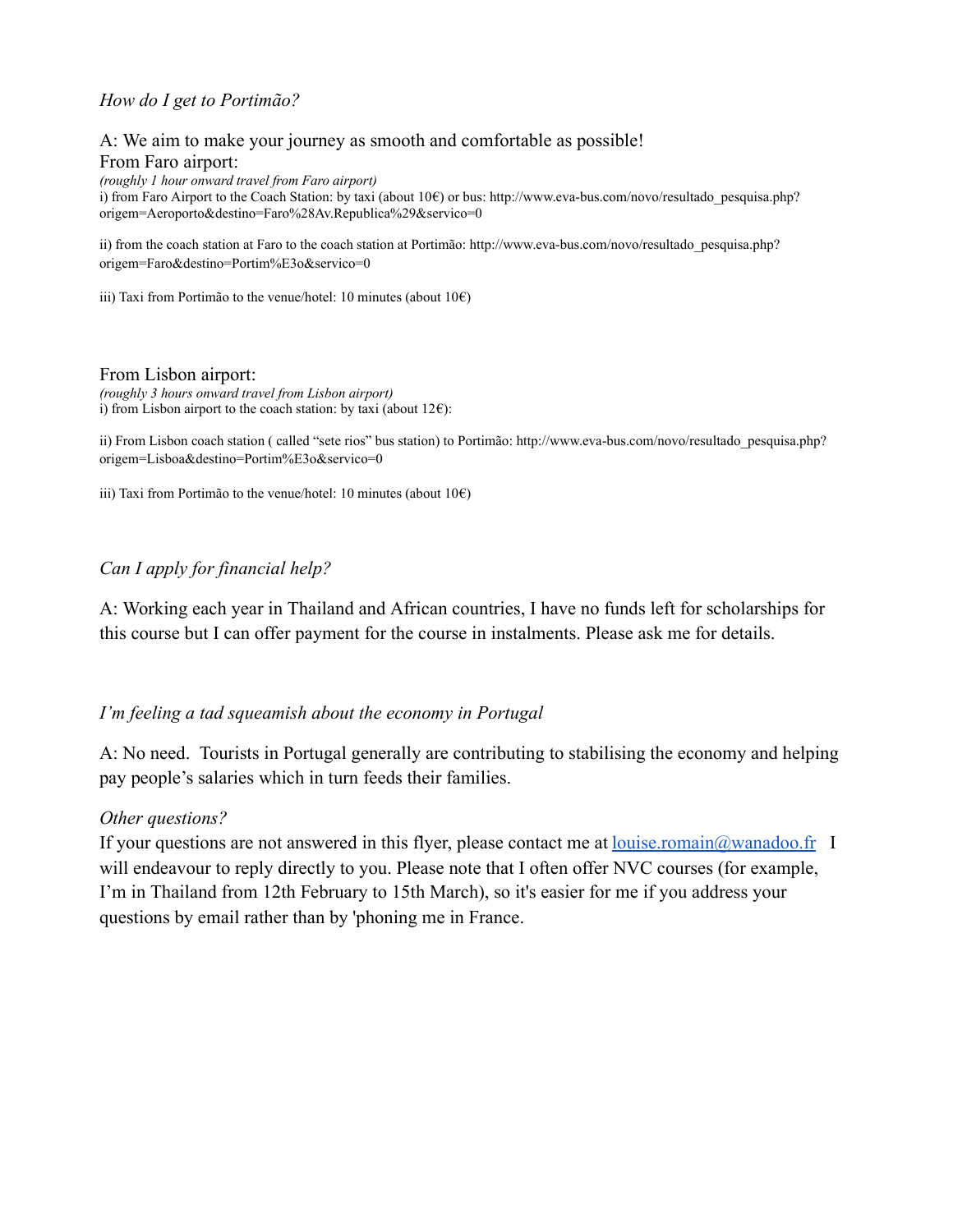*How do I get to Portimão?*

A: We aim to make your journey as smooth and comfortable as possible!

From Faro airport:

*(roughly 1 hour onward travel from Faro airport)*

i) from Faro Airport to the Coach Station: by taxi (about 10€) or bus: http://www.eva-bus.com/novo/resultado_pesquisa.php?origem=Aeroporto&destino=Faro%28Av.Republica%29&servico=0

ii) from the coach station at Faro to the coach station at Portimão: http://www.eva-bus.com/novo/resultado_pesquisa.php?origem=Faro&destino=Portim%E3o&servico=0

iii) Taxi from Portimão to the venue/hotel: 10 minutes (about 10€)

From Lisbon airport:

*(roughly 3 hours onward travel from Lisbon airport)*

i) from Lisbon airport to the coach station: by taxi (about 12€):

ii) From Lisbon coach station ( called "sete rios" bus station) to Portimão: http://www.eva-bus.com/novo/resultado_pesquisa.php?origem=Lisboa&destino=Portim%E3o&servico=0

iii) Taxi from Portimão to the venue/hotel: 10 minutes (about 10€)

*Can I apply for financial help?*

A: Working each year in Thailand and African countries, I have no funds left for scholarships for this course but I can offer payment for the course in instalments. Please ask me for details.

*I'm feeling a tad squeamish about the economy in Portugal*

A: No need. Tourists in Portugal generally are contributing to stabilising the economy and helping pay people's salaries which in turn feeds their families.

*Other questions?*

If your questions are not answered in this flyer, please contact me at [louise.romain@wanadoo.fr](mailto:louise.romain@wanadoo.fr) I will endeavour to reply directly to you. Please note that I often offer NVC courses (for example, I'm in Thailand from 12th February to 15th March), so it's easier for me if you address your questions by email rather than by 'phoning me in France.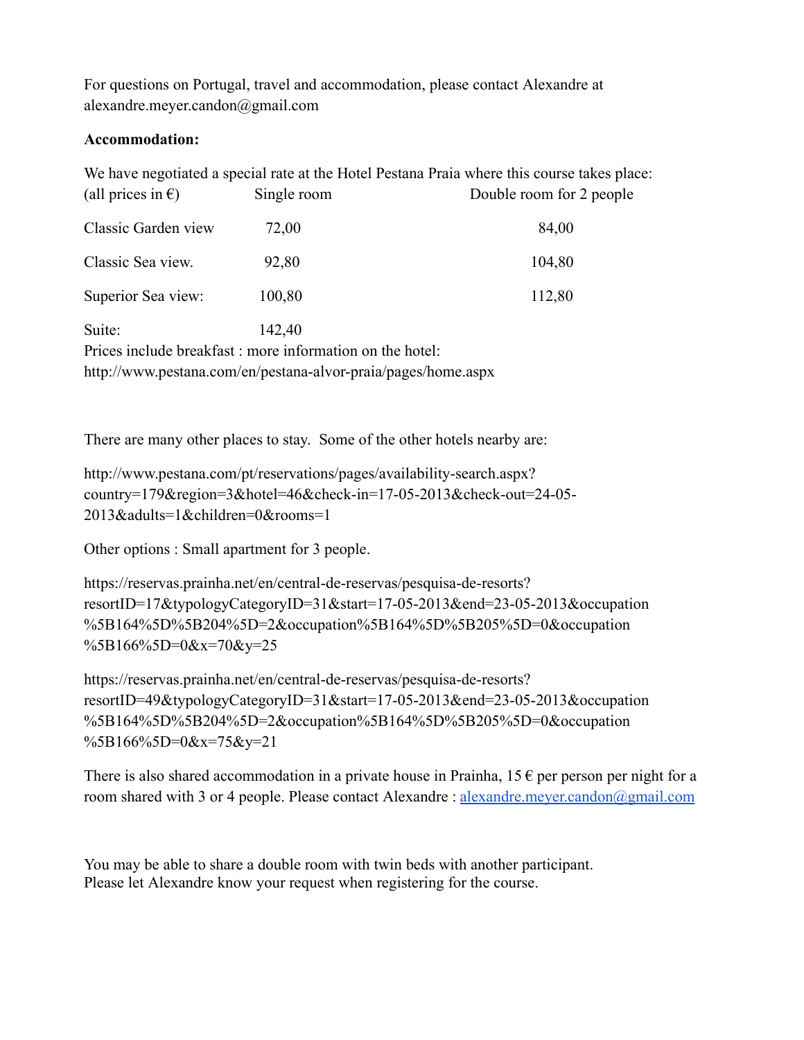For questions on Portugal, travel and accommodation, please contact Alexandre at alexandre.meyer.candon@gmail.com

**Accommodation:**

We have negotiated a special rate at the Hotel Pestana Praia where this course takes place:

| (all prices in €) | Single room | Double room for 2 people |
|---|---|---|
| Classic Garden view | 72,00 | 84,00 |
| Classic Sea view. | 92,80 | 104,80 |
| Superior Sea view: | 100,80 | 112,80 |
| Suite: | 142,40 | |

Prices include breakfast : more information on the hotel:
http://www.pestana.com/en/pestana-alvor-praia/pages/home.aspx

There are many other places to stay. Some of the other hotels nearby are:

http://www.pestana.com/pt/reservations/pages/availability-search.aspx?country=179&region=3&hotel=46&check-in=17-05-2013&check-out=24-05-2013&adults=1&children=0&rooms=1

Other options : Small apartment for 3 people.

https://reservas.prainha.net/en/central-de-reservas/pesquisa-de-resorts?resortID=17&typologyCategoryID=31&start=17-05-2013&end=23-05-2013&occupation%5B164%5D%5B204%5D=2&occupation%5B164%5D%5B205%5D=0&occupation%5B166%5D=0&x=70&y=25

https://reservas.prainha.net/en/central-de-reservas/pesquisa-de-resorts?resortID=49&typologyCategoryID=31&start=17-05-2013&end=23-05-2013&occupation%5B164%5D%5B204%5D=2&occupation%5B164%5D%5B205%5D=0&occupation%5B166%5D=0&x=75&y=21

There is also shared accommodation in a private house in Prainha, 15 € per person per night for a room shared with 3 or 4 people. Please contact Alexandre : alexandre.meyer.candon@gmail.com

You may be able to share a double room with twin beds with another participant.
Please let Alexandre know your request when registering for the course.